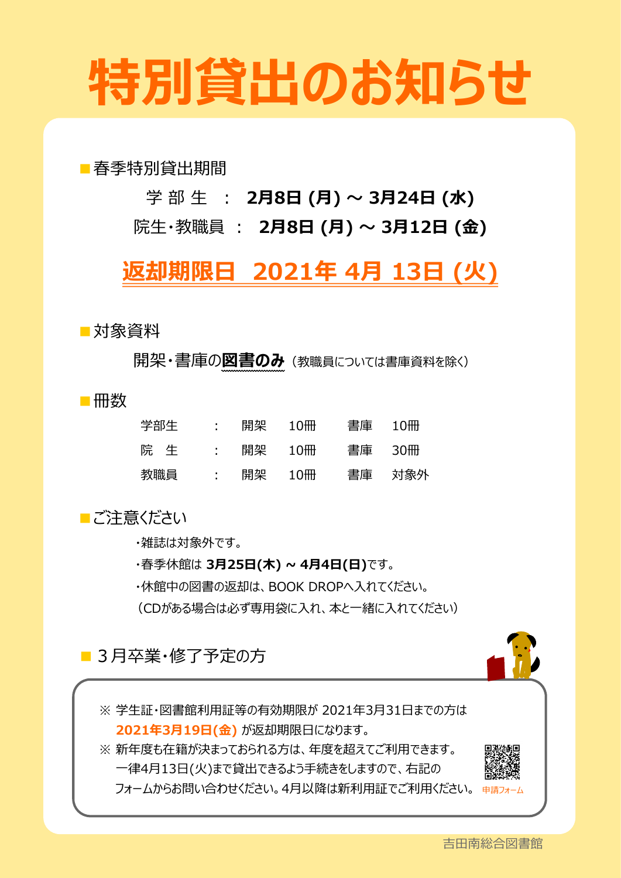# 特別貸出のお知らせ

## ■春季特別貸出期間

学 部 生 ： **2月8日 (月) ～ 3月24日 (水)**

院生・教職員 ： **2月8日 (月) ～ 3月12日 (金)**

**返却期限日　2021年 4月 13日 (火)**

## ■対象資料

開架・書庫の**図書のみ**（教職員については書庫資料を除く）

## ■冊数

| 区分 | | 開架 | | 書庫 | |
|---|---|---|---|---|---|
| 学部生 | ： | 開架 | 10冊 | 書庫 | 10冊 |
| 院　生 | ： | 開架 | 10冊 | 書庫 | 30冊 |
| 教職員 | ： | 開架 | 10冊 | 書庫 | 対象外 |

## ■ご注意ください

- ・雑誌は対象外です。
- ・春季休館は **3月25日(木) ~ 4月4日(日)**です。
- ・休館中の図書の返却は、BOOK DROPへ入れてください。

（CDがある場合は必ず専用袋に入れ、本と一緒に入れてください）

## ■ ３月卒業・修了予定の方

※ 学生証・図書館利用証等の有効期限が 2021年3月31日までの方は **2021年3月19日(金)** が返却期限日になります。

※ 新年度も在籍が決まっておられる方は、年度を超えてご利用できます。一律4月13日(火)まで貸出できるよう手続きをしますので、右記のフォームからお問い合わせください。4月以降は新利用証でご利用ください。

申請フォーム

吉田南総合図書館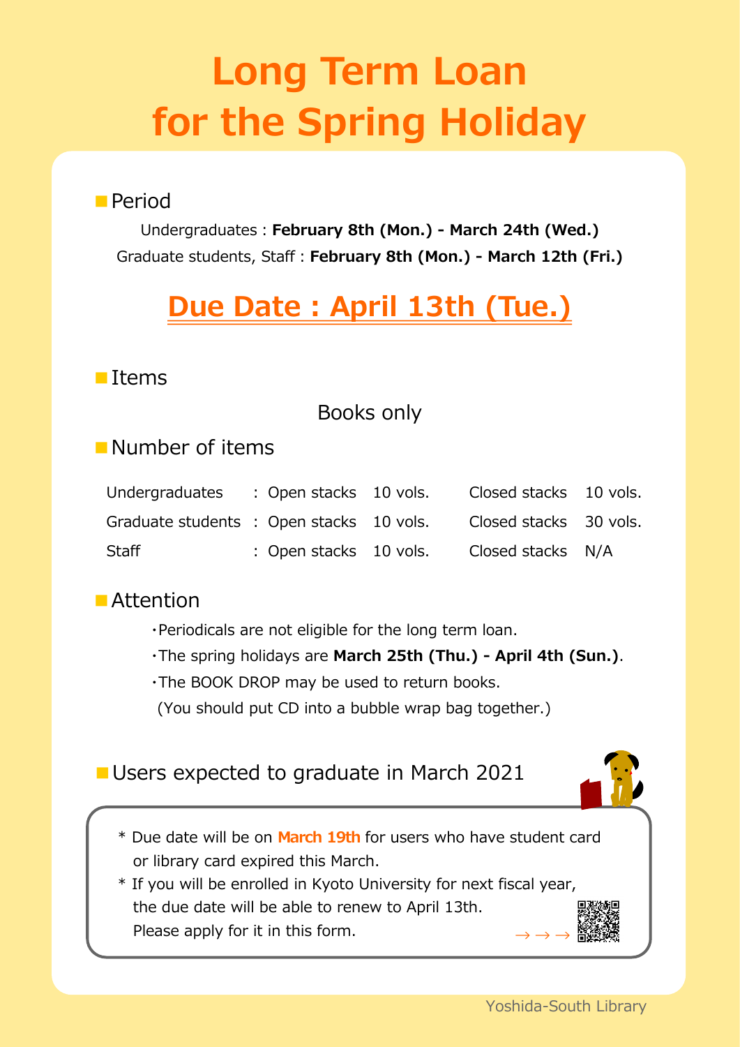# Long Term Loan for the Spring Holiday

## Period

Undergraduates : **February 8th (Mon.) - March 24th (Wed.)**

Graduate students, Staff : **February 8th (Mon.) - March 12th (Fri.)**

## Due Date : April 13th (Tue.)

## Items

Books only

## Number of items

| | | | | | |
|---|---|---|---|---|---|
| Undergraduates | : Open stacks | 10 vols. | Closed stacks | 10 vols. |
| Graduate students | : Open stacks | 10 vols. | Closed stacks | 30 vols. |
| Staff | : Open stacks | 10 vols. | Closed stacks | N/A |

## Attention

- Periodicals are not eligible for the long term loan.
- The spring holidays are **March 25th (Thu.) - April 4th (Sun.)**.
- The BOOK DROP may be used to return books.
  (You should put CD into a bubble wrap bag together.)

## Users expected to graduate in March 2021

* Due date will be on **March 19th** for users who have student card or library card expired this March.
* If you will be enrolled in Kyoto University for next fiscal year, the due date will be able to renew to April 13th. Please apply for it in this form. →→→

Yoshida-South Library